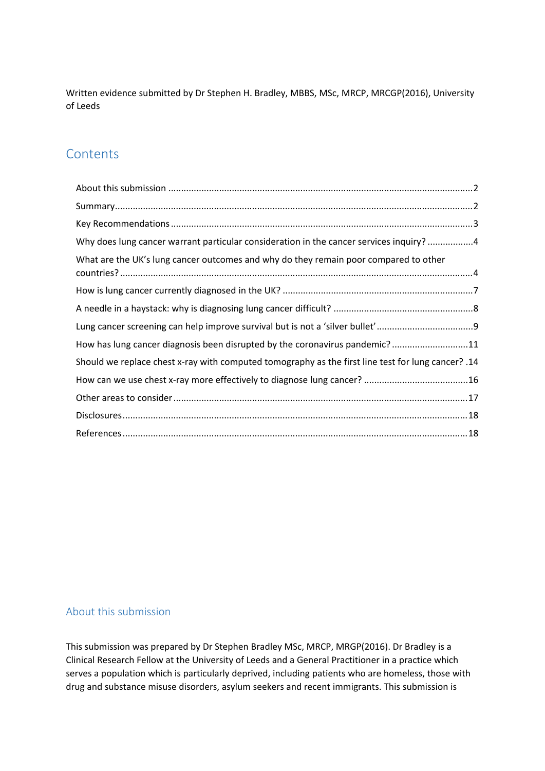Written evidence submitted by Dr Stephen H. Bradley, MBBS, MSc, MRCP, MRCGP(2016), University of Leeds

## Contents

About this submission .......... 2

Summary .......... 2

Key Recommendations .......... 3

Why does lung cancer warrant particular consideration in the cancer services inquiry? .......... 4

What are the UK's lung cancer outcomes and why do they remain poor compared to other countries? .......... 4

How is lung cancer currently diagnosed in the UK? .......... 7

A needle in a haystack: why is diagnosing lung cancer difficult? .......... 8

Lung cancer screening can help improve survival but is not a 'silver bullet' .......... 9

How has lung cancer diagnosis been disrupted by the coronavirus pandemic? .......... 11

Should we replace chest x-ray with computed tomography as the first line test for lung cancer? .......... 14

How can we use chest x-ray more effectively to diagnose lung cancer? .......... 16

Other areas to consider .......... 17

Disclosures .......... 18

References .......... 18

## About this submission

This submission was prepared by Dr Stephen Bradley MSc, MRCP, MRGP(2016). Dr Bradley is a Clinical Research Fellow at the University of Leeds and a General Practitioner in a practice which serves a population which is particularly deprived, including patients who are homeless, those with drug and substance misuse disorders, asylum seekers and recent immigrants. This submission is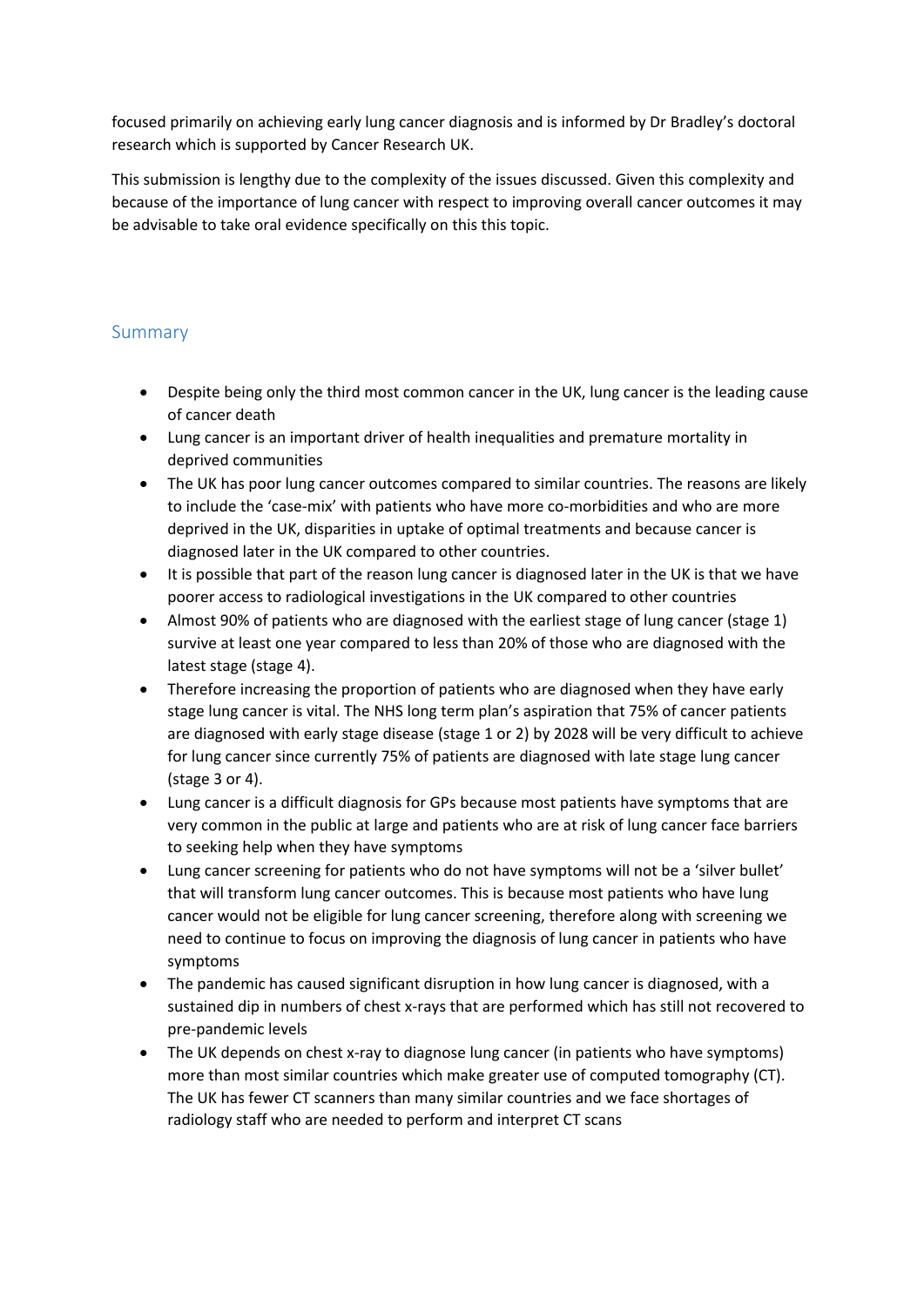focused primarily on achieving early lung cancer diagnosis and is informed by Dr Bradley's doctoral research which is supported by Cancer Research UK.

This submission is lengthy due to the complexity of the issues discussed. Given this complexity and because of the importance of lung cancer with respect to improving overall cancer outcomes it may be advisable to take oral evidence specifically on this this topic.

## Summary

- Despite being only the third most common cancer in the UK, lung cancer is the leading cause of cancer death
- Lung cancer is an important driver of health inequalities and premature mortality in deprived communities
- The UK has poor lung cancer outcomes compared to similar countries. The reasons are likely to include the 'case-mix' with patients who have more co-morbidities and who are more deprived in the UK, disparities in uptake of optimal treatments and because cancer is diagnosed later in the UK compared to other countries.
- It is possible that part of the reason lung cancer is diagnosed later in the UK is that we have poorer access to radiological investigations in the UK compared to other countries
- Almost 90% of patients who are diagnosed with the earliest stage of lung cancer (stage 1) survive at least one year compared to less than 20% of those who are diagnosed with the latest stage (stage 4).
- Therefore increasing the proportion of patients who are diagnosed when they have early stage lung cancer is vital. The NHS long term plan's aspiration that 75% of cancer patients are diagnosed with early stage disease (stage 1 or 2) by 2028 will be very difficult to achieve for lung cancer since currently 75% of patients are diagnosed with late stage lung cancer (stage 3 or 4).
- Lung cancer is a difficult diagnosis for GPs because most patients have symptoms that are very common in the public at large and patients who are at risk of lung cancer face barriers to seeking help when they have symptoms
- Lung cancer screening for patients who do not have symptoms will not be a 'silver bullet' that will transform lung cancer outcomes. This is because most patients who have lung cancer would not be eligible for lung cancer screening, therefore along with screening we need to continue to focus on improving the diagnosis of lung cancer in patients who have symptoms
- The pandemic has caused significant disruption in how lung cancer is diagnosed, with a sustained dip in numbers of chest x-rays that are performed which has still not recovered to pre-pandemic levels
- The UK depends on chest x-ray to diagnose lung cancer (in patients who have symptoms) more than most similar countries which make greater use of computed tomography (CT). The UK has fewer CT scanners than many similar countries and we face shortages of radiology staff who are needed to perform and interpret CT scans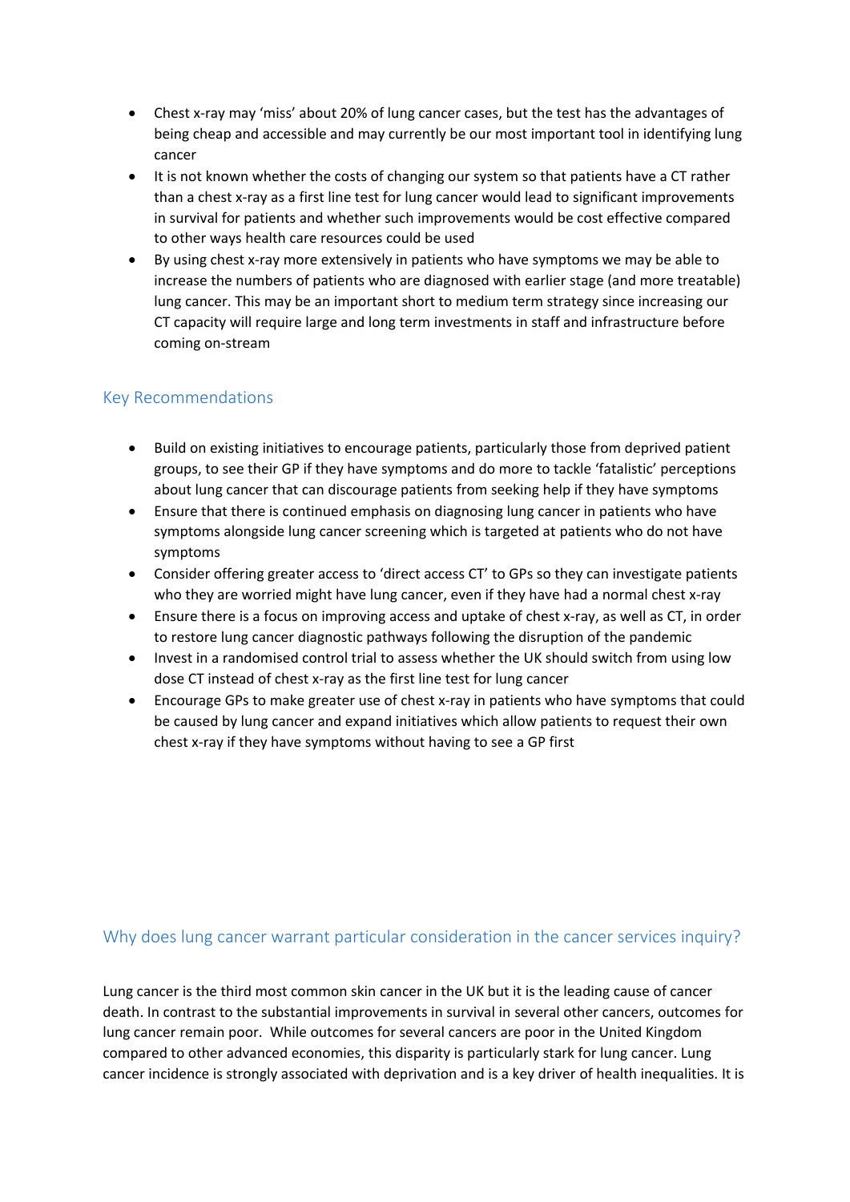- Chest x-ray may 'miss' about 20% of lung cancer cases, but the test has the advantages of being cheap and accessible and may currently be our most important tool in identifying lung cancer
- It is not known whether the costs of changing our system so that patients have a CT rather than a chest x-ray as a first line test for lung cancer would lead to significant improvements in survival for patients and whether such improvements would be cost effective compared to other ways health care resources could be used
- By using chest x-ray more extensively in patients who have symptoms we may be able to increase the numbers of patients who are diagnosed with earlier stage (and more treatable) lung cancer. This may be an important short to medium term strategy since increasing our CT capacity will require large and long term investments in staff and infrastructure before coming on-stream

## Key Recommendations

- Build on existing initiatives to encourage patients, particularly those from deprived patient groups, to see their GP if they have symptoms and do more to tackle 'fatalistic' perceptions about lung cancer that can discourage patients from seeking help if they have symptoms
- Ensure that there is continued emphasis on diagnosing lung cancer in patients who have symptoms alongside lung cancer screening which is targeted at patients who do not have symptoms
- Consider offering greater access to 'direct access CT' to GPs so they can investigate patients who they are worried might have lung cancer, even if they have had a normal chest x-ray
- Ensure there is a focus on improving access and uptake of chest x-ray, as well as CT, in order to restore lung cancer diagnostic pathways following the disruption of the pandemic
- Invest in a randomised control trial to assess whether the UK should switch from using low dose CT instead of chest x-ray as the first line test for lung cancer
- Encourage GPs to make greater use of chest x-ray in patients who have symptoms that could be caused by lung cancer and expand initiatives which allow patients to request their own chest x-ray if they have symptoms without having to see a GP first

## Why does lung cancer warrant particular consideration in the cancer services inquiry?

Lung cancer is the third most common skin cancer in the UK but it is the leading cause of cancer death. In contrast to the substantial improvements in survival in several other cancers, outcomes for lung cancer remain poor. While outcomes for several cancers are poor in the United Kingdom compared to other advanced economies, this disparity is particularly stark for lung cancer. Lung cancer incidence is strongly associated with deprivation and is a key driver of health inequalities. It is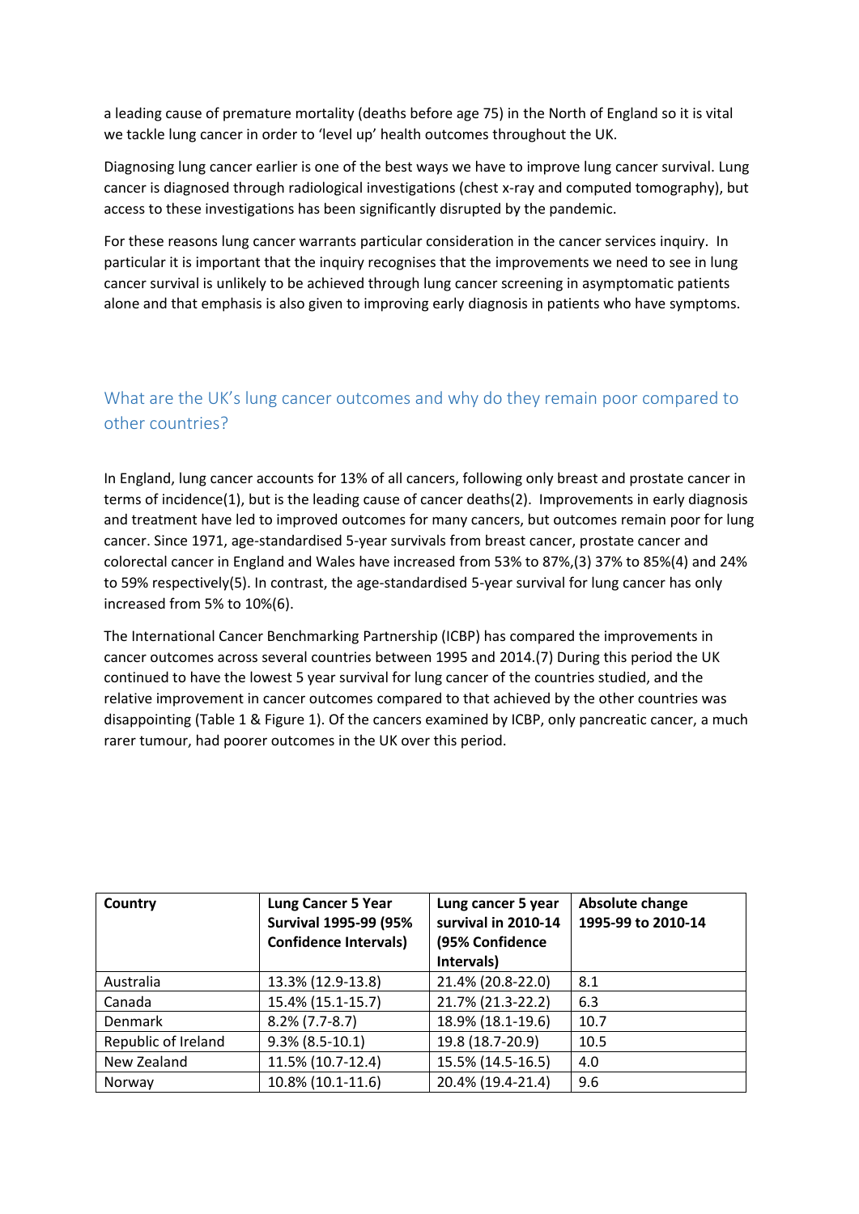a leading cause of premature mortality (deaths before age 75) in the North of England so it is vital we tackle lung cancer in order to 'level up' health outcomes throughout the UK.

Diagnosing lung cancer earlier is one of the best ways we have to improve lung cancer survival. Lung cancer is diagnosed through radiological investigations (chest x-ray and computed tomography), but access to these investigations has been significantly disrupted by the pandemic.

For these reasons lung cancer warrants particular consideration in the cancer services inquiry. In particular it is important that the inquiry recognises that the improvements we need to see in lung cancer survival is unlikely to be achieved through lung cancer screening in asymptomatic patients alone and that emphasis is also given to improving early diagnosis in patients who have symptoms.

## What are the UK's lung cancer outcomes and why do they remain poor compared to other countries?

In England, lung cancer accounts for 13% of all cancers, following only breast and prostate cancer in terms of incidence(1), but is the leading cause of cancer deaths(2). Improvements in early diagnosis and treatment have led to improved outcomes for many cancers, but outcomes remain poor for lung cancer. Since 1971, age-standardised 5-year survivals from breast cancer, prostate cancer and colorectal cancer in England and Wales have increased from 53% to 87%,(3) 37% to 85%(4) and 24% to 59% respectively(5). In contrast, the age-standardised 5-year survival for lung cancer has only increased from 5% to 10%(6).

The International Cancer Benchmarking Partnership (ICBP) has compared the improvements in cancer outcomes across several countries between 1995 and 2014.(7) During this period the UK continued to have the lowest 5 year survival for lung cancer of the countries studied, and the relative improvement in cancer outcomes compared to that achieved by the other countries was disappointing (Table 1 & Figure 1). Of the cancers examined by ICBP, only pancreatic cancer, a much rarer tumour, had poorer outcomes in the UK over this period.

| Country | Lung Cancer 5 Year Survival 1995-99 (95% Confidence Intervals) | Lung cancer 5 year survival in 2010-14 (95% Confidence Intervals) | Absolute change 1995-99 to 2010-14 |
|---|---|---|---|
| Australia | 13.3% (12.9-13.8) | 21.4% (20.8-22.0) | 8.1 |
| Canada | 15.4% (15.1-15.7) | 21.7% (21.3-22.2) | 6.3 |
| Denmark | 8.2% (7.7-8.7) | 18.9% (18.1-19.6) | 10.7 |
| Republic of Ireland | 9.3% (8.5-10.1) | 19.8 (18.7-20.9) | 10.5 |
| New Zealand | 11.5% (10.7-12.4) | 15.5% (14.5-16.5) | 4.0 |
| Norway | 10.8% (10.1-11.6) | 20.4% (19.4-21.4) | 9.6 |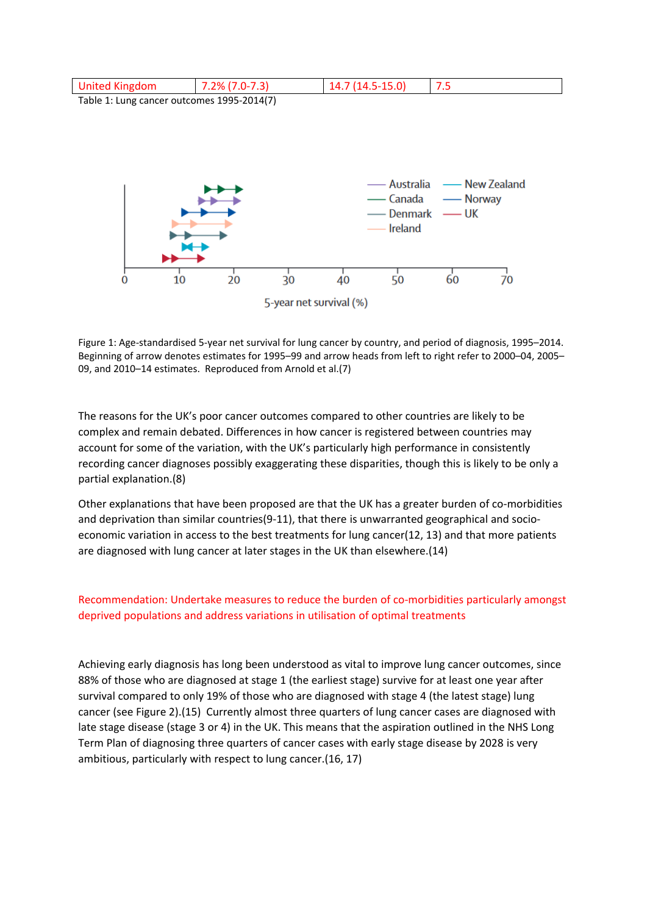| United Kingdom | 7.2% (7.0-7.3) | 14.7 (14.5-15.0) | 7.5 |
|---|---|---|---|

Table 1: Lung cancer outcomes 1995-2014(7)

Figure 1: Age-standardised 5-year net survival for lung cancer by country, and period of diagnosis, 1995–2014. Beginning of arrow denotes estimates for 1995–99 and arrow heads from left to right refer to 2000–04, 2005–09, and 2010–14 estimates. Reproduced from Arnold et al.(7)

The reasons for the UK's poor cancer outcomes compared to other countries are likely to be complex and remain debated. Differences in how cancer is registered between countries may account for some of the variation, with the UK's particularly high performance in consistently recording cancer diagnoses possibly exaggerating these disparities, though this is likely to be only a partial explanation.(8)

Other explanations that have been proposed are that the UK has a greater burden of co-morbidities and deprivation than similar countries(9-11), that there is unwarranted geographical and socio-economic variation in access to the best treatments for lung cancer(12, 13) and that more patients are diagnosed with lung cancer at later stages in the UK than elsewhere.(14)

Recommendation: Undertake measures to reduce the burden of co-morbidities particularly amongst deprived populations and address variations in utilisation of optimal treatments

Achieving early diagnosis has long been understood as vital to improve lung cancer outcomes, since 88% of those who are diagnosed at stage 1 (the earliest stage) survive for at least one year after survival compared to only 19% of those who are diagnosed with stage 4 (the latest stage) lung cancer (see Figure 2).(15) Currently almost three quarters of lung cancer cases are diagnosed with late stage disease (stage 3 or 4) in the UK. This means that the aspiration outlined in the NHS Long Term Plan of diagnosing three quarters of cancer cases with early stage disease by 2028 is very ambitious, particularly with respect to lung cancer.(16, 17)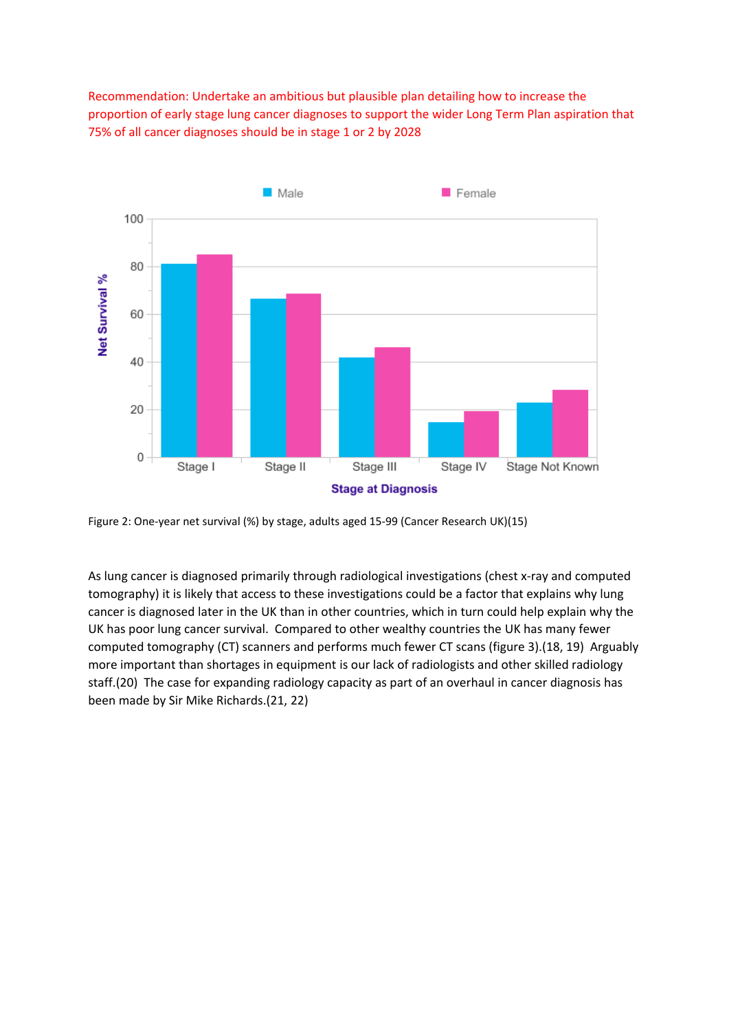Recommendation: Undertake an ambitious but plausible plan detailing how to increase the proportion of early stage lung cancer diagnoses to support the wider Long Term Plan aspiration that 75% of all cancer diagnoses should be in stage 1 or 2 by 2028

Figure 2: One-year net survival (%) by stage, adults aged 15-99 (Cancer Research UK)(15)

As lung cancer is diagnosed primarily through radiological investigations (chest x-ray and computed tomography) it is likely that access to these investigations could be a factor that explains why lung cancer is diagnosed later in the UK than in other countries, which in turn could help explain why the UK has poor lung cancer survival. Compared to other wealthy countries the UK has many fewer computed tomography (CT) scanners and performs much fewer CT scans (figure 3).(18, 19) Arguably more important than shortages in equipment is our lack of radiologists and other skilled radiology staff.(20) The case for expanding radiology capacity as part of an overhaul in cancer diagnosis has been made by Sir Mike Richards.(21, 22)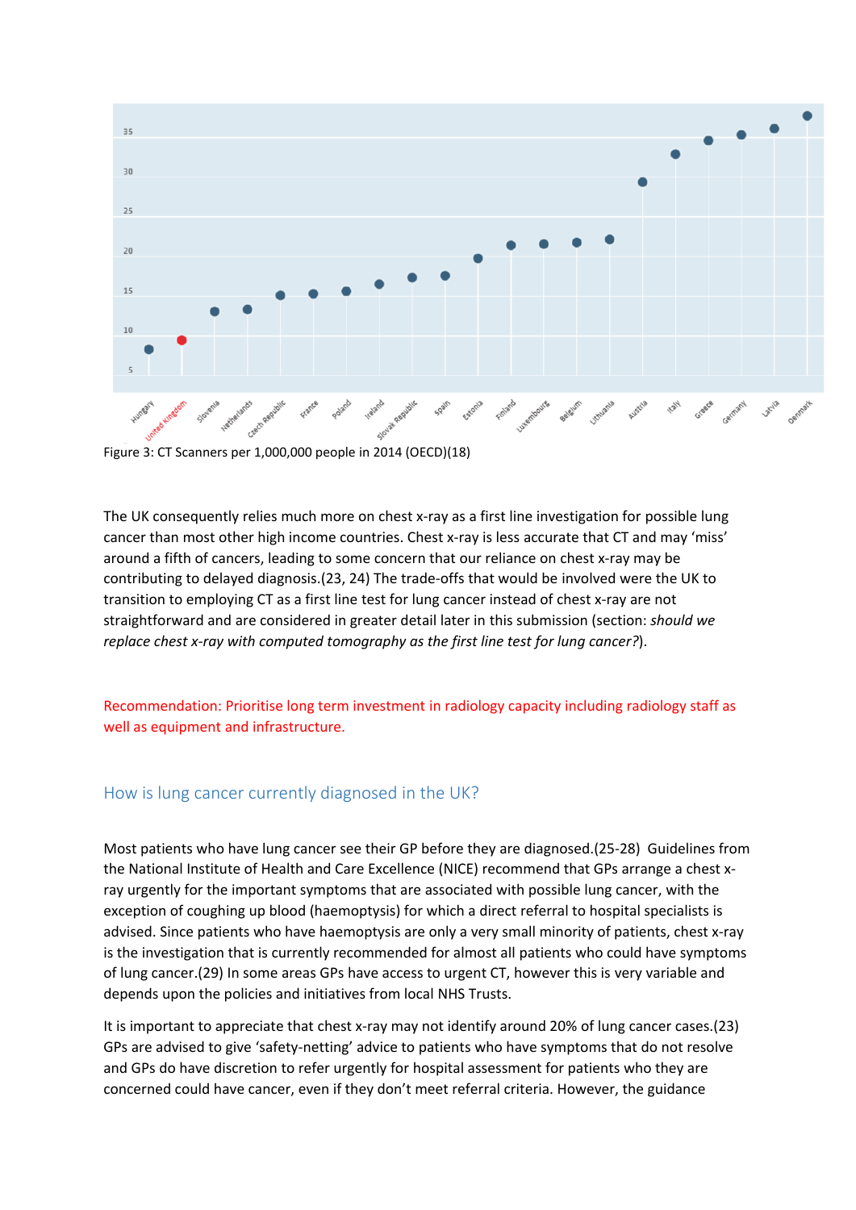Figure 3: CT Scanners per 1,000,000 people in 2014 (OECD)(18)

The UK consequently relies much more on chest x-ray as a first line investigation for possible lung cancer than most other high income countries. Chest x-ray is less accurate that CT and may 'miss' around a fifth of cancers, leading to some concern that our reliance on chest x-ray may be contributing to delayed diagnosis.(23, 24) The trade-offs that would be involved were the UK to transition to employing CT as a first line test for lung cancer instead of chest x-ray are not straightforward and are considered in greater detail later in this submission (section: *should we replace chest x-ray with computed tomography as the first line test for lung cancer?*).

Recommendation: Prioritise long term investment in radiology capacity including radiology staff as well as equipment and infrastructure.

## How is lung cancer currently diagnosed in the UK?

Most patients who have lung cancer see their GP before they are diagnosed.(25-28) Guidelines from the National Institute of Health and Care Excellence (NICE) recommend that GPs arrange a chest x-ray urgently for the important symptoms that are associated with possible lung cancer, with the exception of coughing up blood (haemoptysis) for which a direct referral to hospital specialists is advised. Since patients who have haemoptysis are only a very small minority of patients, chest x-ray is the investigation that is currently recommended for almost all patients who could have symptoms of lung cancer.(29) In some areas GPs have access to urgent CT, however this is very variable and depends upon the policies and initiatives from local NHS Trusts.

It is important to appreciate that chest x-ray may not identify around 20% of lung cancer cases.(23) GPs are advised to give 'safety-netting' advice to patients who have symptoms that do not resolve and GPs do have discretion to refer urgently for hospital assessment for patients who they are concerned could have cancer, even if they don't meet referral criteria. However, the guidance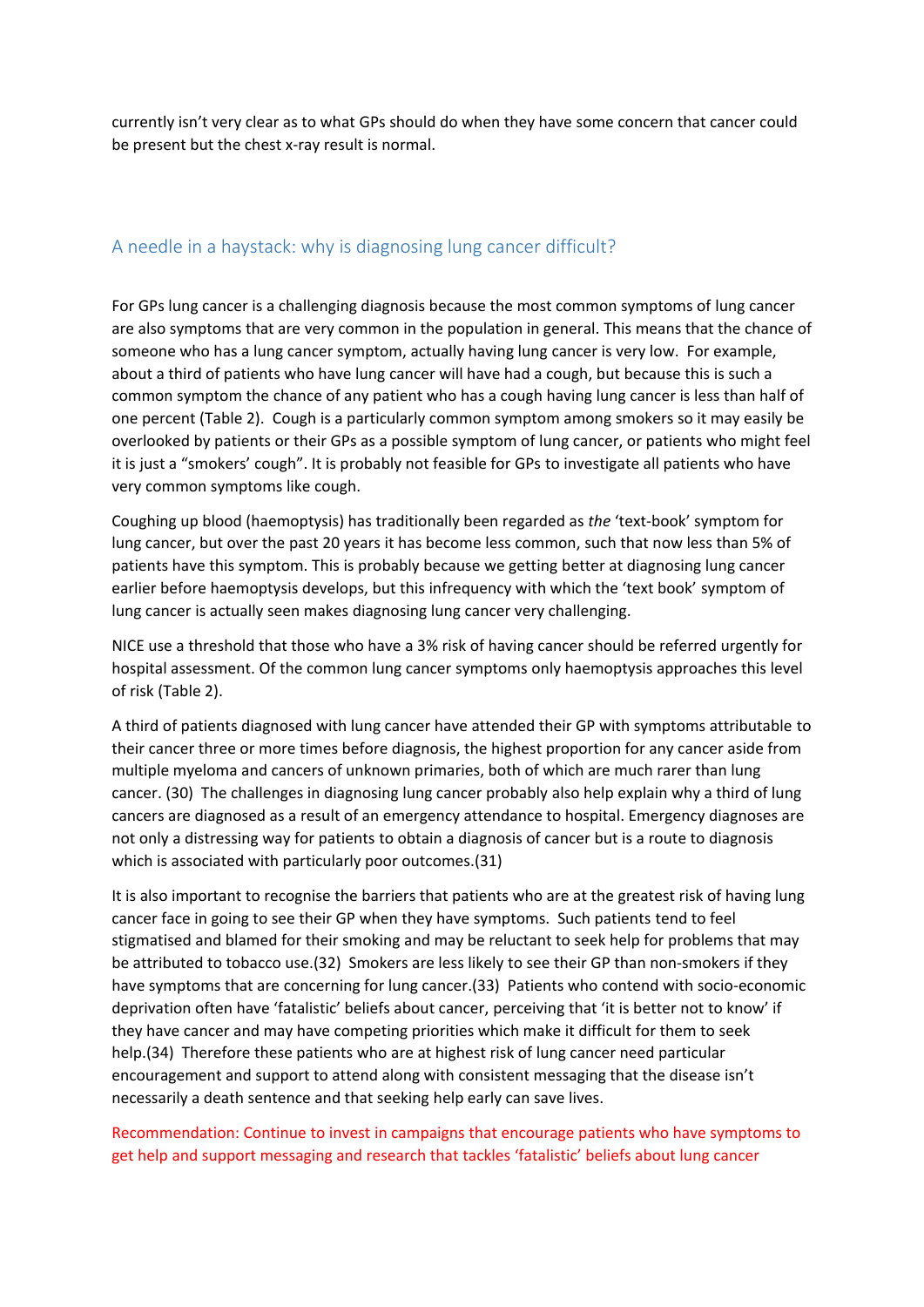currently isn't very clear as to what GPs should do when they have some concern that cancer could be present but the chest x-ray result is normal.

## A needle in a haystack: why is diagnosing lung cancer difficult?

For GPs lung cancer is a challenging diagnosis because the most common symptoms of lung cancer are also symptoms that are very common in the population in general. This means that the chance of someone who has a lung cancer symptom, actually having lung cancer is very low. For example, about a third of patients who have lung cancer will have had a cough, but because this is such a common symptom the chance of any patient who has a cough having lung cancer is less than half of one percent (Table 2). Cough is a particularly common symptom among smokers so it may easily be overlooked by patients or their GPs as a possible symptom of lung cancer, or patients who might feel it is just a "smokers' cough". It is probably not feasible for GPs to investigate all patients who have very common symptoms like cough.

Coughing up blood (haemoptysis) has traditionally been regarded as *the* 'text-book' symptom for lung cancer, but over the past 20 years it has become less common, such that now less than 5% of patients have this symptom. This is probably because we getting better at diagnosing lung cancer earlier before haemoptysis develops, but this infrequency with which the 'text book' symptom of lung cancer is actually seen makes diagnosing lung cancer very challenging.

NICE use a threshold that those who have a 3% risk of having cancer should be referred urgently for hospital assessment. Of the common lung cancer symptoms only haemoptysis approaches this level of risk (Table 2).

A third of patients diagnosed with lung cancer have attended their GP with symptoms attributable to their cancer three or more times before diagnosis, the highest proportion for any cancer aside from multiple myeloma and cancers of unknown primaries, both of which are much rarer than lung cancer. (30) The challenges in diagnosing lung cancer probably also help explain why a third of lung cancers are diagnosed as a result of an emergency attendance to hospital. Emergency diagnoses are not only a distressing way for patients to obtain a diagnosis of cancer but is a route to diagnosis which is associated with particularly poor outcomes.(31)

It is also important to recognise the barriers that patients who are at the greatest risk of having lung cancer face in going to see their GP when they have symptoms. Such patients tend to feel stigmatised and blamed for their smoking and may be reluctant to seek help for problems that may be attributed to tobacco use.(32) Smokers are less likely to see their GP than non-smokers if they have symptoms that are concerning for lung cancer.(33) Patients who contend with socio-economic deprivation often have 'fatalistic' beliefs about cancer, perceiving that 'it is better not to know' if they have cancer and may have competing priorities which make it difficult for them to seek help.(34) Therefore these patients who are at highest risk of lung cancer need particular encouragement and support to attend along with consistent messaging that the disease isn't necessarily a death sentence and that seeking help early can save lives.

Recommendation: Continue to invest in campaigns that encourage patients who have symptoms to get help and support messaging and research that tackles 'fatalistic' beliefs about lung cancer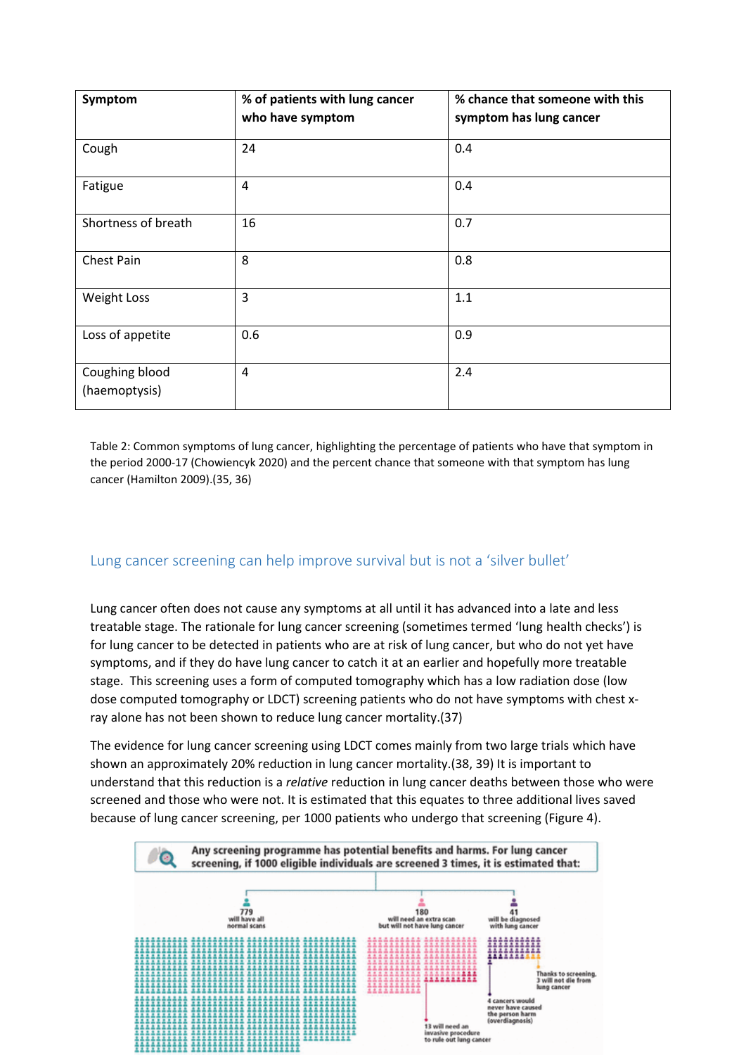| Symptom | % of patients with lung cancer who have symptom | % chance that someone with this symptom has lung cancer |
| --- | --- | --- |
| Cough | 24 | 0.4 |
| Fatigue | 4 | 0.4 |
| Shortness of breath | 16 | 0.7 |
| Chest Pain | 8 | 0.8 |
| Weight Loss | 3 | 1.1 |
| Loss of appetite | 0.6 | 0.9 |
| Coughing blood (haemoptysis) | 4 | 2.4 |

Table 2: Common symptoms of lung cancer, highlighting the percentage of patients who have that symptom in the period 2000-17 (Chowiencyk 2020) and the percent chance that someone with that symptom has lung cancer (Hamilton 2009).(35, 36)

## Lung cancer screening can help improve survival but is not a 'silver bullet'

Lung cancer often does not cause any symptoms at all until it has advanced into a late and less treatable stage. The rationale for lung cancer screening (sometimes termed 'lung health checks') is for lung cancer to be detected in patients who are at risk of lung cancer, but who do not yet have symptoms, and if they do have lung cancer to catch it at an earlier and hopefully more treatable stage. This screening uses a form of computed tomography which has a low radiation dose (low dose computed tomography or LDCT) screening patients who do not have symptoms with chest x-ray alone has not been shown to reduce lung cancer mortality.(37)

The evidence for lung cancer screening using LDCT comes mainly from two large trials which have shown an approximately 20% reduction in lung cancer mortality.(38, 39) It is important to understand that this reduction is a *relative* reduction in lung cancer deaths between those who were screened and those who were not. It is estimated that this equates to three additional lives saved because of lung cancer screening, per 1000 patients who undergo that screening (Figure 4).

Any screening programme has potential benefits and harms. For lung cancer screening, if 1000 eligible individuals are screened 3 times, it is estimated that:

- 779 will have all normal scans
- 180 will need an extra scan but will not have lung cancer
  - 13 will need an invasive procedure to rule out lung cancer
- 41 will be diagnosed with lung cancer
  - Thanks to screening, 3 will not die from lung cancer
  - 4 cancers would never have caused the person harm (overdiagnosis)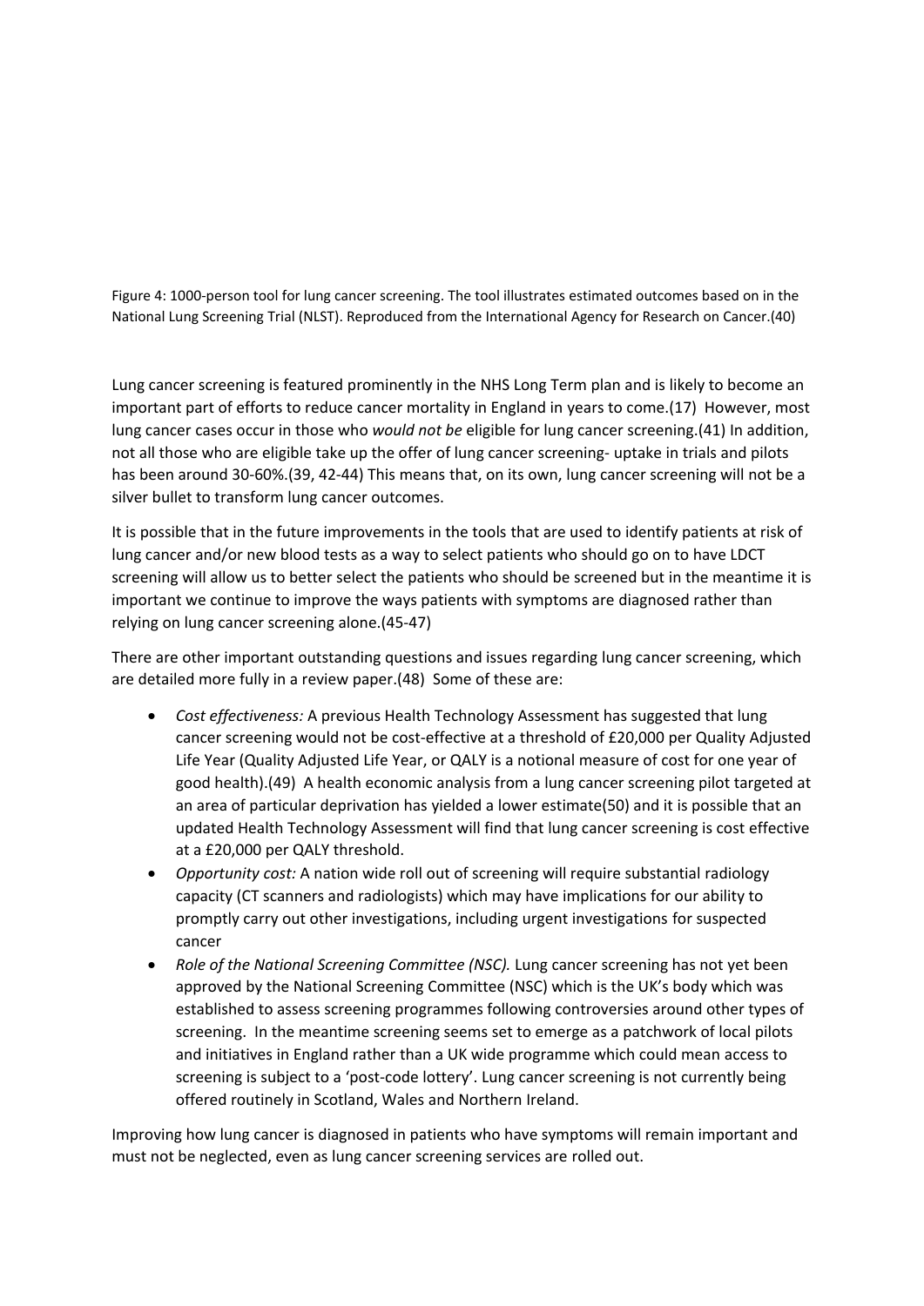Figure 4: 1000-person tool for lung cancer screening. The tool illustrates estimated outcomes based on in the National Lung Screening Trial (NLST). Reproduced from the International Agency for Research on Cancer.(40)

Lung cancer screening is featured prominently in the NHS Long Term plan and is likely to become an important part of efforts to reduce cancer mortality in England in years to come.(17) However, most lung cancer cases occur in those who *would not be* eligible for lung cancer screening.(41) In addition, not all those who are eligible take up the offer of lung cancer screening- uptake in trials and pilots has been around 30-60%.(39, 42-44) This means that, on its own, lung cancer screening will not be a silver bullet to transform lung cancer outcomes.

It is possible that in the future improvements in the tools that are used to identify patients at risk of lung cancer and/or new blood tests as a way to select patients who should go on to have LDCT screening will allow us to better select the patients who should be screened but in the meantime it is important we continue to improve the ways patients with symptoms are diagnosed rather than relying on lung cancer screening alone.(45-47)

There are other important outstanding questions and issues regarding lung cancer screening, which are detailed more fully in a review paper.(48) Some of these are:

- *Cost effectiveness:* A previous Health Technology Assessment has suggested that lung cancer screening would not be cost-effective at a threshold of £20,000 per Quality Adjusted Life Year (Quality Adjusted Life Year, or QALY is a notional measure of cost for one year of good health).(49) A health economic analysis from a lung cancer screening pilot targeted at an area of particular deprivation has yielded a lower estimate(50) and it is possible that an updated Health Technology Assessment will find that lung cancer screening is cost effective at a £20,000 per QALY threshold.
- *Opportunity cost:* A nation wide roll out of screening will require substantial radiology capacity (CT scanners and radiologists) which may have implications for our ability to promptly carry out other investigations, including urgent investigations for suspected cancer
- *Role of the National Screening Committee (NSC).* Lung cancer screening has not yet been approved by the National Screening Committee (NSC) which is the UK's body which was established to assess screening programmes following controversies around other types of screening. In the meantime screening seems set to emerge as a patchwork of local pilots and initiatives in England rather than a UK wide programme which could mean access to screening is subject to a 'post-code lottery'. Lung cancer screening is not currently being offered routinely in Scotland, Wales and Northern Ireland.

Improving how lung cancer is diagnosed in patients who have symptoms will remain important and must not be neglected, even as lung cancer screening services are rolled out.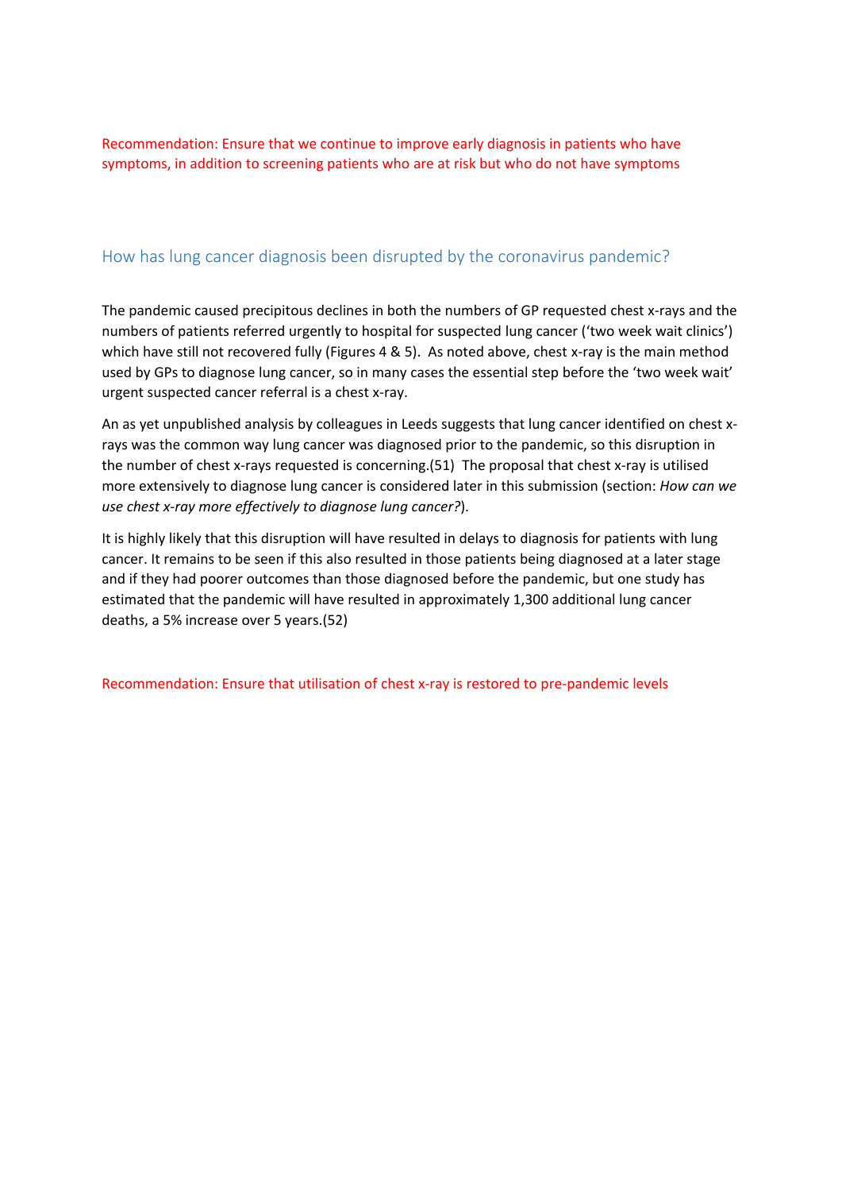Recommendation: Ensure that we continue to improve early diagnosis in patients who have symptoms, in addition to screening patients who are at risk but who do not have symptoms

## How has lung cancer diagnosis been disrupted by the coronavirus pandemic?

The pandemic caused precipitous declines in both the numbers of GP requested chest x-rays and the numbers of patients referred urgently to hospital for suspected lung cancer ('two week wait clinics') which have still not recovered fully (Figures 4 & 5). As noted above, chest x-ray is the main method used by GPs to diagnose lung cancer, so in many cases the essential step before the 'two week wait' urgent suspected cancer referral is a chest x-ray.

An as yet unpublished analysis by colleagues in Leeds suggests that lung cancer identified on chest x-rays was the common way lung cancer was diagnosed prior to the pandemic, so this disruption in the number of chest x-rays requested is concerning.(51) The proposal that chest x-ray is utilised more extensively to diagnose lung cancer is considered later in this submission (section: *How can we use chest x-ray more effectively to diagnose lung cancer?*).

It is highly likely that this disruption will have resulted in delays to diagnosis for patients with lung cancer. It remains to be seen if this also resulted in those patients being diagnosed at a later stage and if they had poorer outcomes than those diagnosed before the pandemic, but one study has estimated that the pandemic will have resulted in approximately 1,300 additional lung cancer deaths, a 5% increase over 5 years.(52)

Recommendation: Ensure that utilisation of chest x-ray is restored to pre-pandemic levels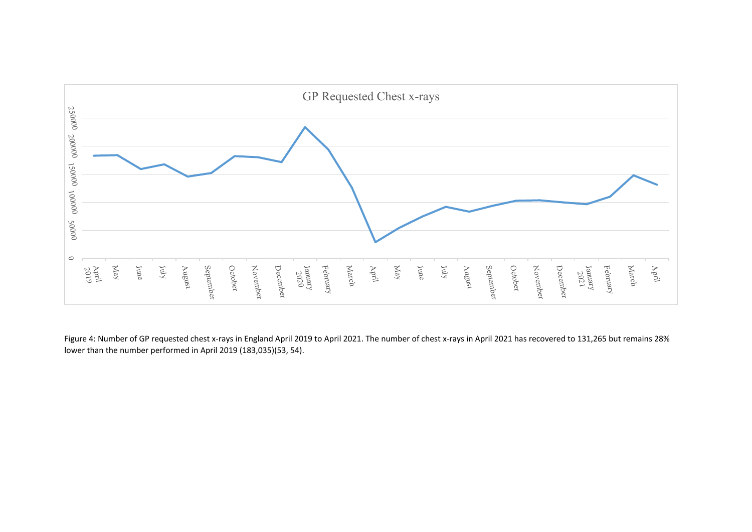Figure 4: Number of GP requested chest x-rays in England April 2019 to April 2021. The number of chest x-rays in April 2021 has recovered to 131,265 but remains 28% lower than the number performed in April 2019 (183,035)(53, 54).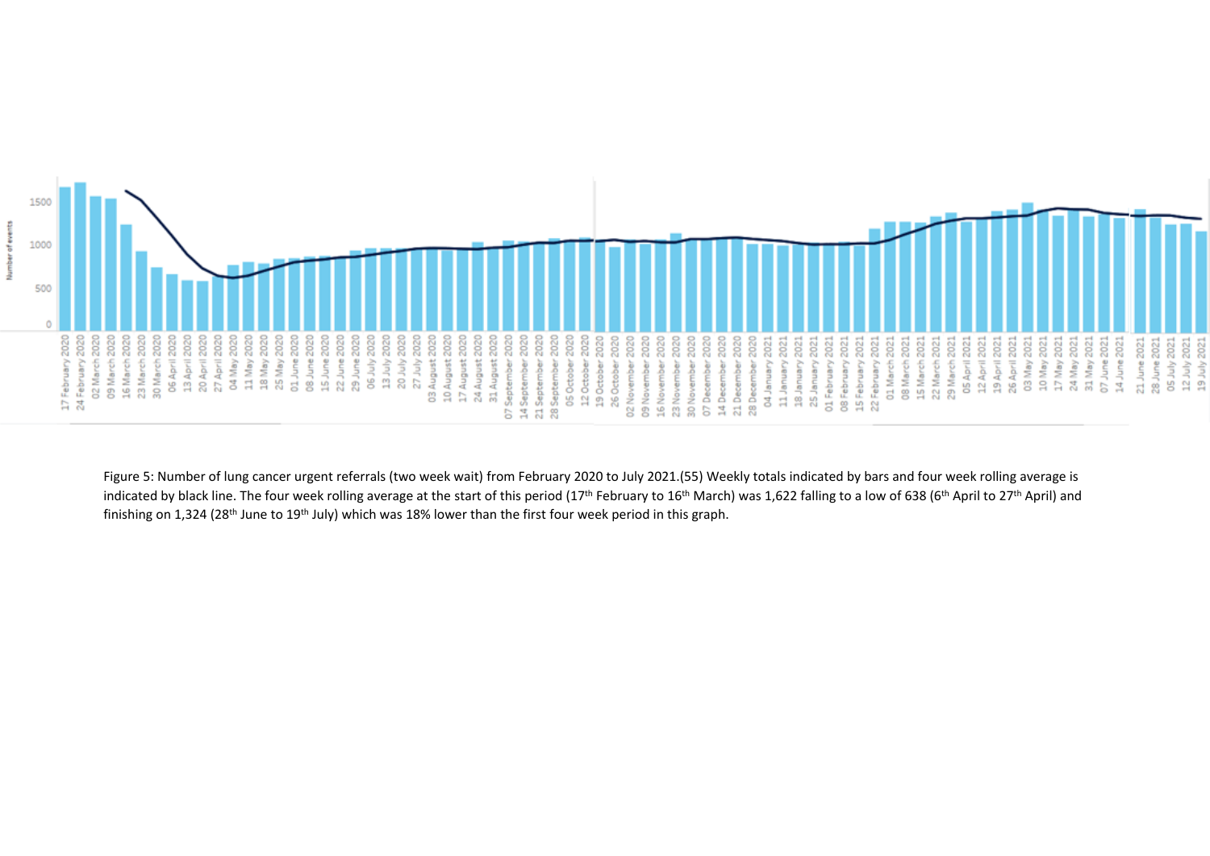Figure 5: Number of lung cancer urgent referrals (two week wait) from February 2020 to July 2021.(55) Weekly totals indicated by bars and four week rolling average is indicated by black line. The four week rolling average at the start of this period (17th February to 16th March) was 1,622 falling to a low of 638 (6th April to 27th April) and finishing on 1,324 (28th June to 19th July) which was 18% lower than the first four week period in this graph.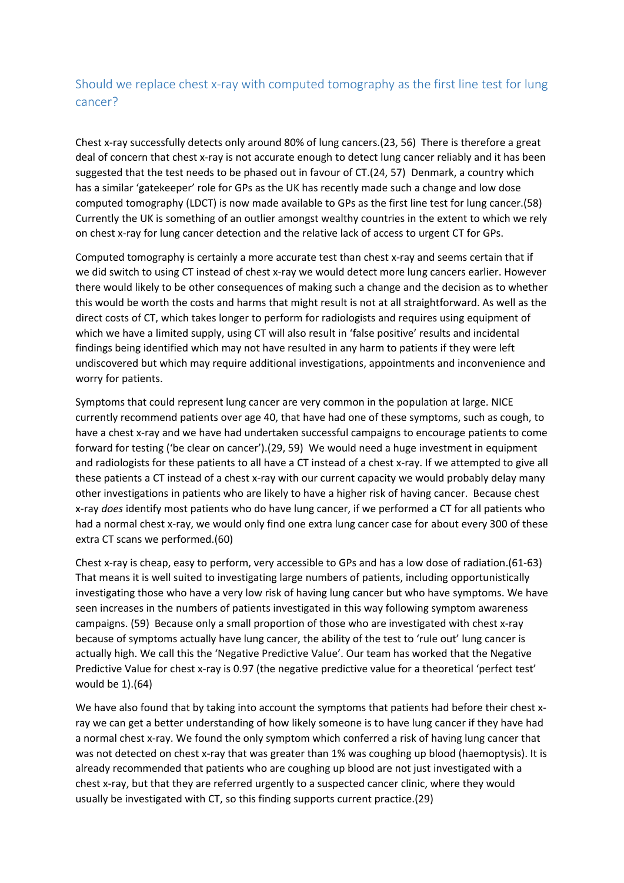## Should we replace chest x-ray with computed tomography as the first line test for lung cancer?

Chest x-ray successfully detects only around 80% of lung cancers.(23, 56) There is therefore a great deal of concern that chest x-ray is not accurate enough to detect lung cancer reliably and it has been suggested that the test needs to be phased out in favour of CT.(24, 57) Denmark, a country which has a similar 'gatekeeper' role for GPs as the UK has recently made such a change and low dose computed tomography (LDCT) is now made available to GPs as the first line test for lung cancer.(58) Currently the UK is something of an outlier amongst wealthy countries in the extent to which we rely on chest x-ray for lung cancer detection and the relative lack of access to urgent CT for GPs.

Computed tomography is certainly a more accurate test than chest x-ray and seems certain that if we did switch to using CT instead of chest x-ray we would detect more lung cancers earlier. However there would likely to be other consequences of making such a change and the decision as to whether this would be worth the costs and harms that might result is not at all straightforward. As well as the direct costs of CT, which takes longer to perform for radiologists and requires using equipment of which we have a limited supply, using CT will also result in 'false positive' results and incidental findings being identified which may not have resulted in any harm to patients if they were left undiscovered but which may require additional investigations, appointments and inconvenience and worry for patients.

Symptoms that could represent lung cancer are very common in the population at large. NICE currently recommend patients over age 40, that have had one of these symptoms, such as cough, to have a chest x-ray and we have had undertaken successful campaigns to encourage patients to come forward for testing ('be clear on cancer').(29, 59) We would need a huge investment in equipment and radiologists for these patients to all have a CT instead of a chest x-ray. If we attempted to give all these patients a CT instead of a chest x-ray with our current capacity we would probably delay many other investigations in patients who are likely to have a higher risk of having cancer. Because chest x-ray *does* identify most patients who do have lung cancer, if we performed a CT for all patients who had a normal chest x-ray, we would only find one extra lung cancer case for about every 300 of these extra CT scans we performed.(60)

Chest x-ray is cheap, easy to perform, very accessible to GPs and has a low dose of radiation.(61-63) That means it is well suited to investigating large numbers of patients, including opportunistically investigating those who have a very low risk of having lung cancer but who have symptoms. We have seen increases in the numbers of patients investigated in this way following symptom awareness campaigns. (59) Because only a small proportion of those who are investigated with chest x-ray because of symptoms actually have lung cancer, the ability of the test to 'rule out' lung cancer is actually high. We call this the 'Negative Predictive Value'. Our team has worked that the Negative Predictive Value for chest x-ray is 0.97 (the negative predictive value for a theoretical 'perfect test' would be 1).(64)

We have also found that by taking into account the symptoms that patients had before their chest x-ray we can get a better understanding of how likely someone is to have lung cancer if they have had a normal chest x-ray. We found the only symptom which conferred a risk of having lung cancer that was not detected on chest x-ray that was greater than 1% was coughing up blood (haemoptysis). It is already recommended that patients who are coughing up blood are not just investigated with a chest x-ray, but that they are referred urgently to a suspected cancer clinic, where they would usually be investigated with CT, so this finding supports current practice.(29)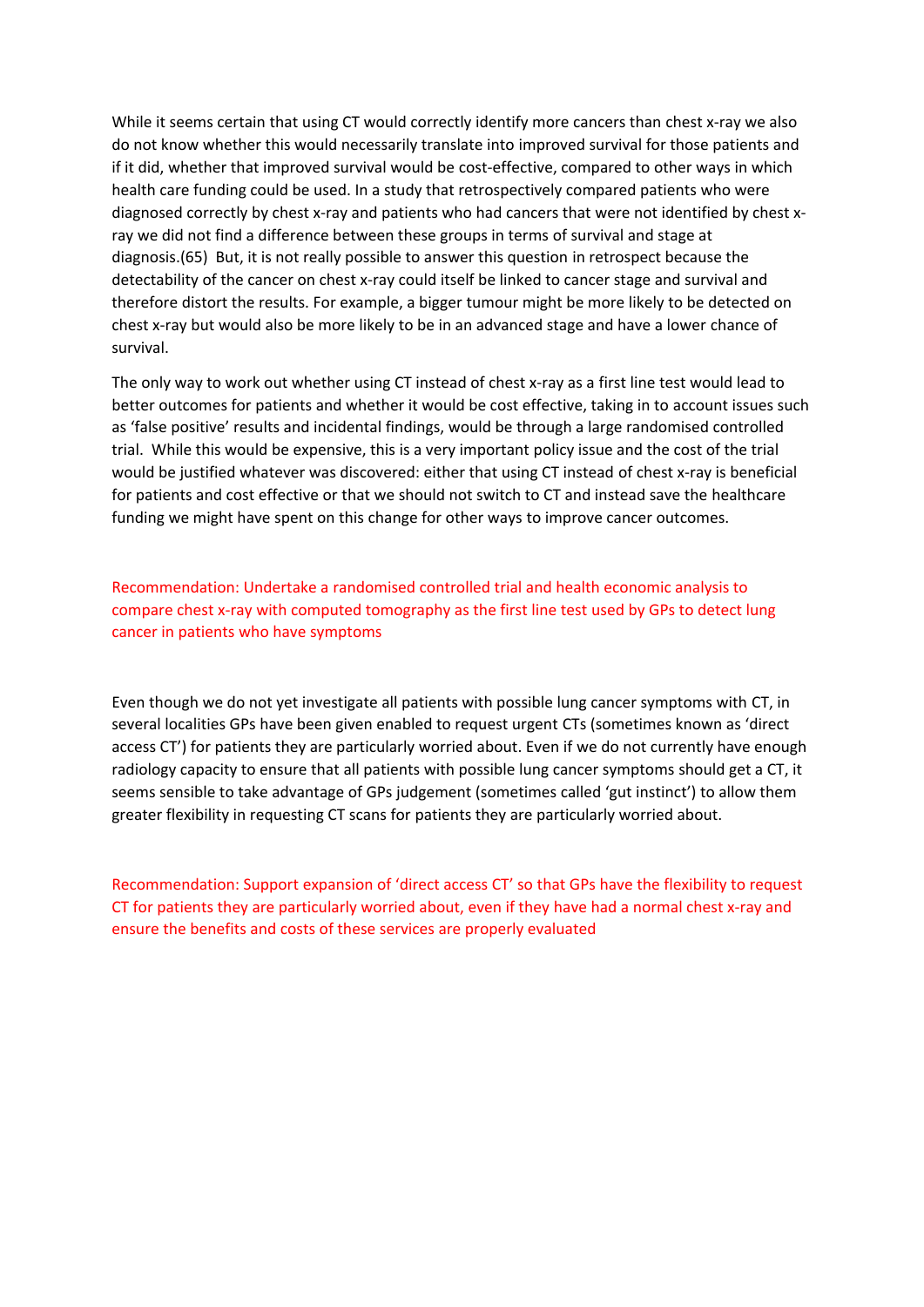While it seems certain that using CT would correctly identify more cancers than chest x-ray we also do not know whether this would necessarily translate into improved survival for those patients and if it did, whether that improved survival would be cost-effective, compared to other ways in which health care funding could be used. In a study that retrospectively compared patients who were diagnosed correctly by chest x-ray and patients who had cancers that were not identified by chest x-ray we did not find a difference between these groups in terms of survival and stage at diagnosis.(65) But, it is not really possible to answer this question in retrospect because the detectability of the cancer on chest x-ray could itself be linked to cancer stage and survival and therefore distort the results. For example, a bigger tumour might be more likely to be detected on chest x-ray but would also be more likely to be in an advanced stage and have a lower chance of survival.

The only way to work out whether using CT instead of chest x-ray as a first line test would lead to better outcomes for patients and whether it would be cost effective, taking in to account issues such as 'false positive' results and incidental findings, would be through a large randomised controlled trial. While this would be expensive, this is a very important policy issue and the cost of the trial would be justified whatever was discovered: either that using CT instead of chest x-ray is beneficial for patients and cost effective or that we should not switch to CT and instead save the healthcare funding we might have spent on this change for other ways to improve cancer outcomes.

Recommendation: Undertake a randomised controlled trial and health economic analysis to compare chest x-ray with computed tomography as the first line test used by GPs to detect lung cancer in patients who have symptoms

Even though we do not yet investigate all patients with possible lung cancer symptoms with CT, in several localities GPs have been given enabled to request urgent CTs (sometimes known as 'direct access CT') for patients they are particularly worried about. Even if we do not currently have enough radiology capacity to ensure that all patients with possible lung cancer symptoms should get a CT, it seems sensible to take advantage of GPs judgement (sometimes called 'gut instinct') to allow them greater flexibility in requesting CT scans for patients they are particularly worried about.

Recommendation: Support expansion of 'direct access CT' so that GPs have the flexibility to request CT for patients they are particularly worried about, even if they have had a normal chest x-ray and ensure the benefits and costs of these services are properly evaluated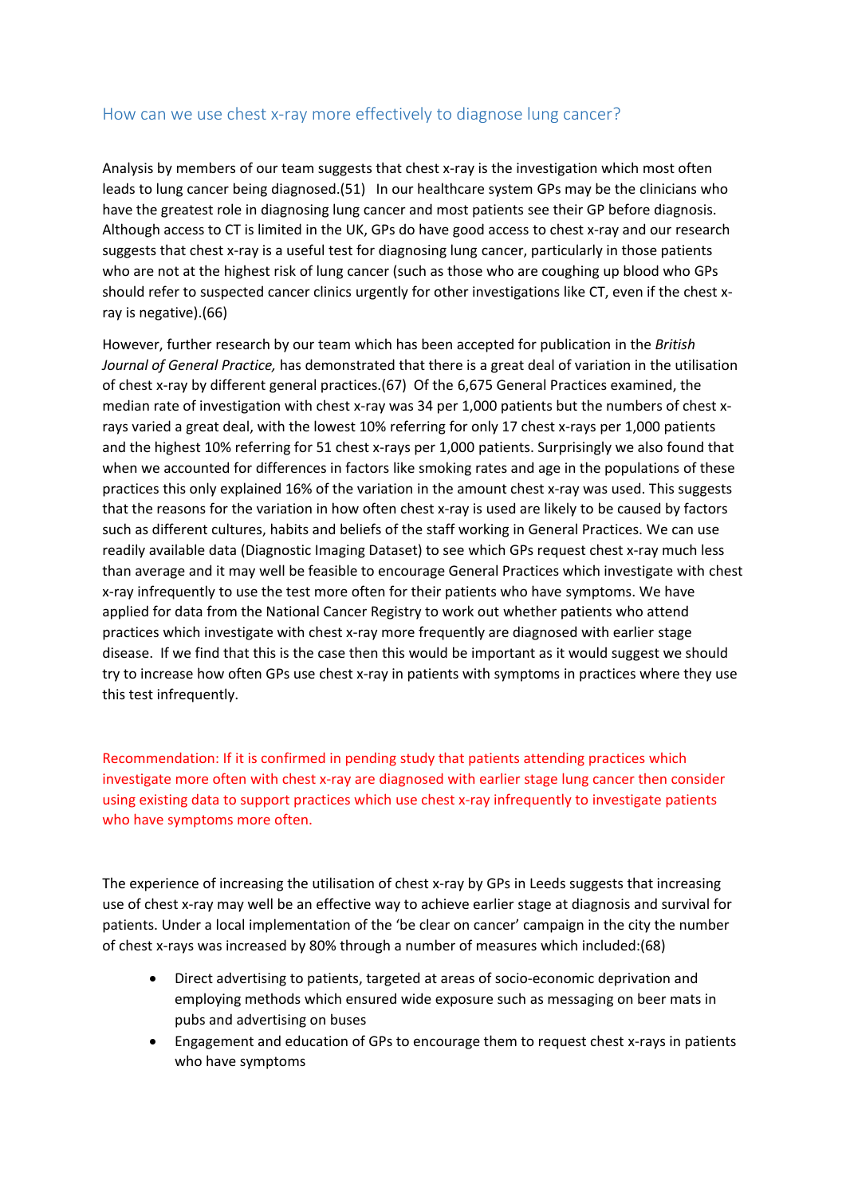## How can we use chest x-ray more effectively to diagnose lung cancer?

Analysis by members of our team suggests that chest x-ray is the investigation which most often leads to lung cancer being diagnosed.(51) In our healthcare system GPs may be the clinicians who have the greatest role in diagnosing lung cancer and most patients see their GP before diagnosis. Although access to CT is limited in the UK, GPs do have good access to chest x-ray and our research suggests that chest x-ray is a useful test for diagnosing lung cancer, particularly in those patients who are not at the highest risk of lung cancer (such as those who are coughing up blood who GPs should refer to suspected cancer clinics urgently for other investigations like CT, even if the chest x-ray is negative).(66)

However, further research by our team which has been accepted for publication in the *British Journal of General Practice,* has demonstrated that there is a great deal of variation in the utilisation of chest x-ray by different general practices.(67) Of the 6,675 General Practices examined, the median rate of investigation with chest x-ray was 34 per 1,000 patients but the numbers of chest x-rays varied a great deal, with the lowest 10% referring for only 17 chest x-rays per 1,000 patients and the highest 10% referring for 51 chest x-rays per 1,000 patients. Surprisingly we also found that when we accounted for differences in factors like smoking rates and age in the populations of these practices this only explained 16% of the variation in the amount chest x-ray was used. This suggests that the reasons for the variation in how often chest x-ray is used are likely to be caused by factors such as different cultures, habits and beliefs of the staff working in General Practices. We can use readily available data (Diagnostic Imaging Dataset) to see which GPs request chest x-ray much less than average and it may well be feasible to encourage General Practices which investigate with chest x-ray infrequently to use the test more often for their patients who have symptoms. We have applied for data from the National Cancer Registry to work out whether patients who attend practices which investigate with chest x-ray more frequently are diagnosed with earlier stage disease. If we find that this is the case then this would be important as it would suggest we should try to increase how often GPs use chest x-ray in patients with symptoms in practices where they use this test infrequently.

Recommendation: If it is confirmed in pending study that patients attending practices which investigate more often with chest x-ray are diagnosed with earlier stage lung cancer then consider using existing data to support practices which use chest x-ray infrequently to investigate patients who have symptoms more often.

The experience of increasing the utilisation of chest x-ray by GPs in Leeds suggests that increasing use of chest x-ray may well be an effective way to achieve earlier stage at diagnosis and survival for patients. Under a local implementation of the 'be clear on cancer' campaign in the city the number of chest x-rays was increased by 80% through a number of measures which included:(68)

- Direct advertising to patients, targeted at areas of socio-economic deprivation and employing methods which ensured wide exposure such as messaging on beer mats in pubs and advertising on buses
- Engagement and education of GPs to encourage them to request chest x-rays in patients who have symptoms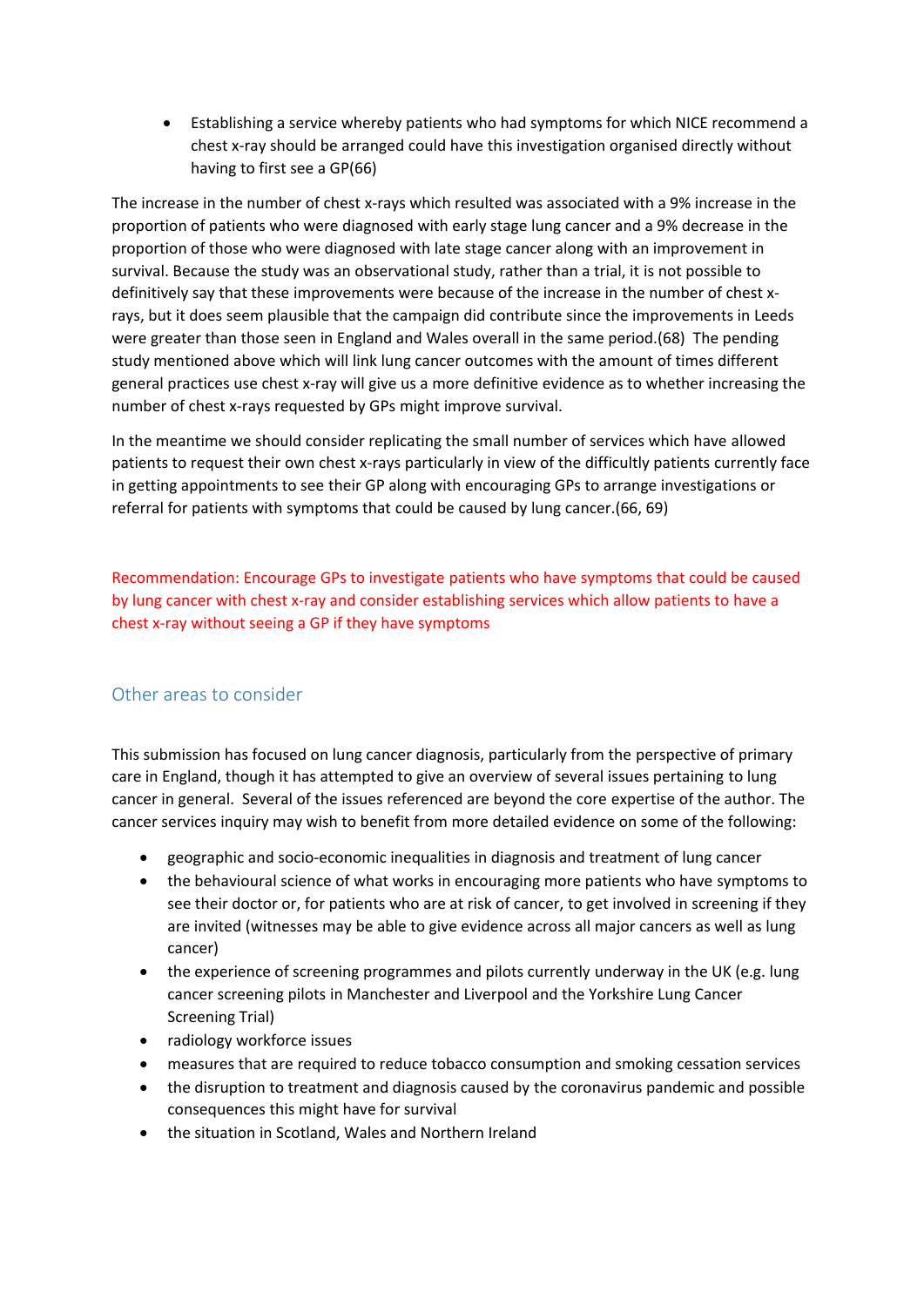- Establishing a service whereby patients who had symptoms for which NICE recommend a chest x-ray should be arranged could have this investigation organised directly without having to first see a GP(66)

The increase in the number of chest x-rays which resulted was associated with a 9% increase in the proportion of patients who were diagnosed with early stage lung cancer and a 9% decrease in the proportion of those who were diagnosed with late stage cancer along with an improvement in survival. Because the study was an observational study, rather than a trial, it is not possible to definitively say that these improvements were because of the increase in the number of chest x-rays, but it does seem plausible that the campaign did contribute since the improvements in Leeds were greater than those seen in England and Wales overall in the same period.(68) The pending study mentioned above which will link lung cancer outcomes with the amount of times different general practices use chest x-ray will give us a more definitive evidence as to whether increasing the number of chest x-rays requested by GPs might improve survival.

In the meantime we should consider replicating the small number of services which have allowed patients to request their own chest x-rays particularly in view of the difficultly patients currently face in getting appointments to see their GP along with encouraging GPs to arrange investigations or referral for patients with symptoms that could be caused by lung cancer.(66, 69)

Recommendation: Encourage GPs to investigate patients who have symptoms that could be caused by lung cancer with chest x-ray and consider establishing services which allow patients to have a chest x-ray without seeing a GP if they have symptoms

## Other areas to consider

This submission has focused on lung cancer diagnosis, particularly from the perspective of primary care in England, though it has attempted to give an overview of several issues pertaining to lung cancer in general. Several of the issues referenced are beyond the core expertise of the author. The cancer services inquiry may wish to benefit from more detailed evidence on some of the following:

- geographic and socio-economic inequalities in diagnosis and treatment of lung cancer
- the behavioural science of what works in encouraging more patients who have symptoms to see their doctor or, for patients who are at risk of cancer, to get involved in screening if they are invited (witnesses may be able to give evidence across all major cancers as well as lung cancer)
- the experience of screening programmes and pilots currently underway in the UK (e.g. lung cancer screening pilots in Manchester and Liverpool and the Yorkshire Lung Cancer Screening Trial)
- radiology workforce issues
- measures that are required to reduce tobacco consumption and smoking cessation services
- the disruption to treatment and diagnosis caused by the coronavirus pandemic and possible consequences this might have for survival
- the situation in Scotland, Wales and Northern Ireland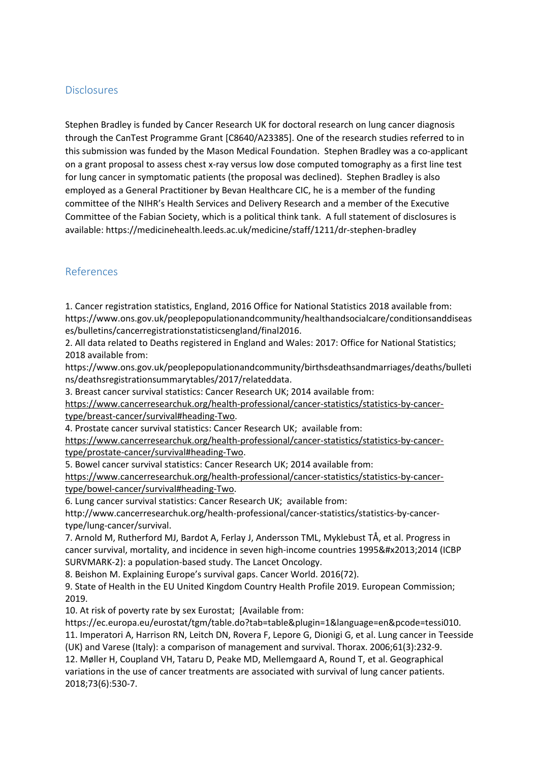## Disclosures

Stephen Bradley is funded by Cancer Research UK for doctoral research on lung cancer diagnosis through the CanTest Programme Grant [C8640/A23385]. One of the research studies referred to in this submission was funded by the Mason Medical Foundation. Stephen Bradley was a co-applicant on a grant proposal to assess chest x-ray versus low dose computed tomography as a first line test for lung cancer in symptomatic patients (the proposal was declined). Stephen Bradley is also employed as a General Practitioner by Bevan Healthcare CIC, he is a member of the funding committee of the NIHR's Health Services and Delivery Research and a member of the Executive Committee of the Fabian Society, which is a political think tank. A full statement of disclosures is available: https://medicinehealth.leeds.ac.uk/medicine/staff/1211/dr-stephen-bradley

## References

1. Cancer registration statistics, England, 2016 Office for National Statistics 2018 available from: https://www.ons.gov.uk/peoplepopulationandcommunity/healthandsocialcare/conditionsanddiseases/bulletins/cancerregistrationstatisticsengland/final2016.
2. All data related to Deaths registered in England and Wales: 2017: Office for National Statistics; 2018 available from: https://www.ons.gov.uk/peoplepopulationandcommunity/birthsdeathsandmarriages/deaths/bulletins/deathsregistrationsummarytables/2017/relateddata.
3. Breast cancer survival statistics: Cancer Research UK; 2014 available from: https://www.cancerresearchuk.org/health-professional/cancer-statistics/statistics-by-cancer-type/breast-cancer/survival#heading-Two.
4. Prostate cancer survival statistics: Cancer Research UK; available from: https://www.cancerresearchuk.org/health-professional/cancer-statistics/statistics-by-cancer-type/prostate-cancer/survival#heading-Two.
5. Bowel cancer survival statistics: Cancer Research UK; 2014 available from: https://www.cancerresearchuk.org/health-professional/cancer-statistics/statistics-by-cancer-type/bowel-cancer/survival#heading-Two.
6. Lung cancer survival statistics: Cancer Research UK; available from: http://www.cancerresearchuk.org/health-professional/cancer-statistics/statistics-by-cancer-type/lung-cancer/survival.
7. Arnold M, Rutherford MJ, Bardot A, Ferlay J, Andersson TML, Myklebust TÅ, et al. Progress in cancer survival, mortality, and incidence in seven high-income countries 1995&#x2013;2014 (ICBP SURVMARK-2): a population-based study. The Lancet Oncology.
8. Beishon M. Explaining Europe's survival gaps. Cancer World. 2016(72).
9. State of Health in the EU United Kingdom Country Health Profile 2019. European Commission; 2019.
10. At risk of poverty rate by sex Eurostat; [Available from: https://ec.europa.eu/eurostat/tgm/table.do?tab=table&plugin=1&language=en&pcode=tessi010.
11. Imperatori A, Harrison RN, Leitch DN, Rovera F, Lepore G, Dionigi G, et al. Lung cancer in Teesside (UK) and Varese (Italy): a comparison of management and survival. Thorax. 2006;61(3):232-9.
12. Møller H, Coupland VH, Tataru D, Peake MD, Mellemgaard A, Round T, et al. Geographical variations in the use of cancer treatments are associated with survival of lung cancer patients. 2018;73(6):530-7.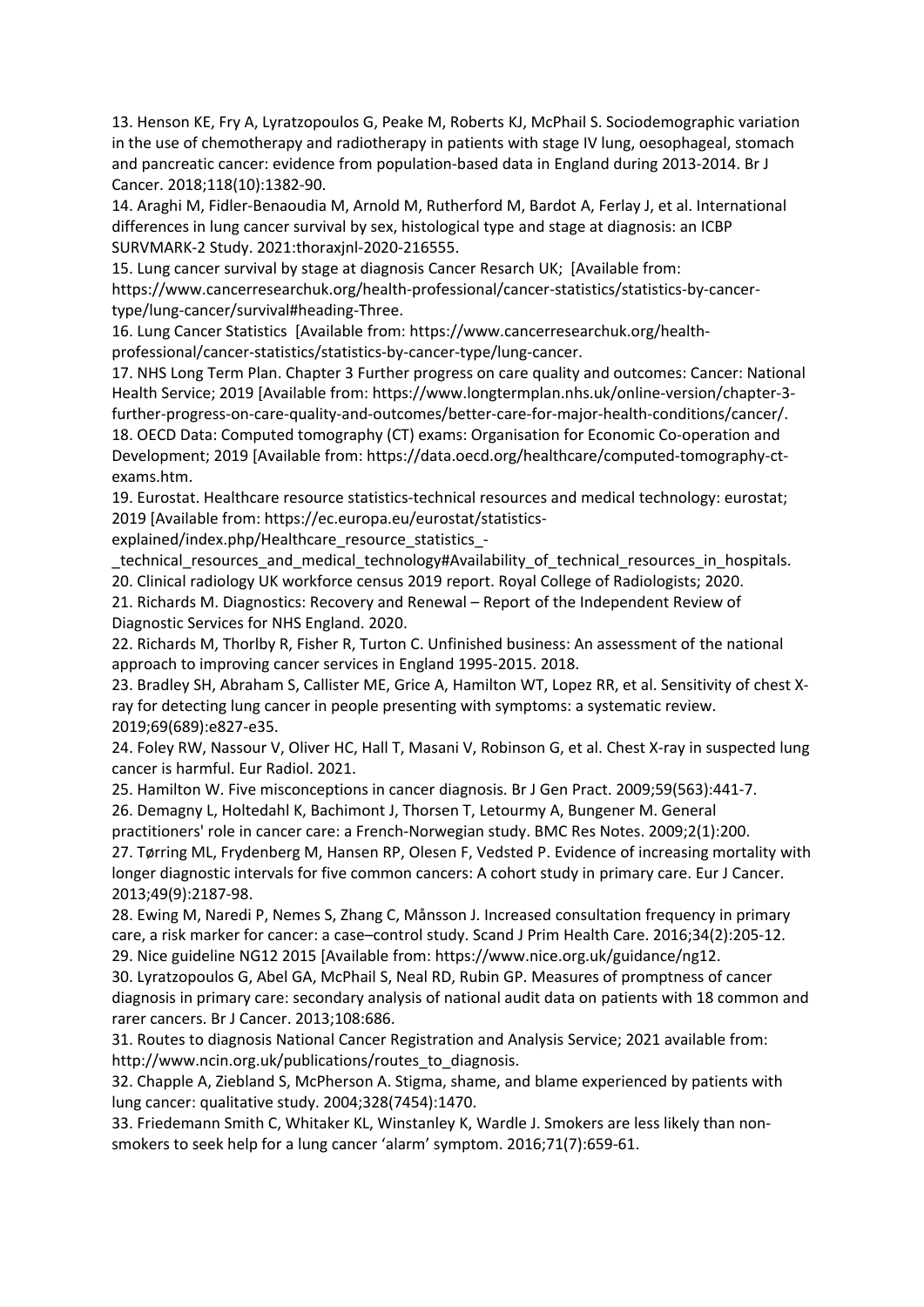13. Henson KE, Fry A, Lyratzopoulos G, Peake M, Roberts KJ, McPhail S. Sociodemographic variation in the use of chemotherapy and radiotherapy in patients with stage IV lung, oesophageal, stomach and pancreatic cancer: evidence from population-based data in England during 2013-2014. Br J Cancer. 2018;118(10):1382-90.

14. Araghi M, Fidler-Benaoudia M, Arnold M, Rutherford M, Bardot A, Ferlay J, et al. International differences in lung cancer survival by sex, histological type and stage at diagnosis: an ICBP SURVMARK-2 Study. 2021:thoraxjnl-2020-216555.

15. Lung cancer survival by stage at diagnosis Cancer Resarch UK; [Available from: https://www.cancerresearchuk.org/health-professional/cancer-statistics/statistics-by-cancer-type/lung-cancer/survival#heading-Three.

16. Lung Cancer Statistics [Available from: https://www.cancerresearchuk.org/health-professional/cancer-statistics/statistics-by-cancer-type/lung-cancer.

17. NHS Long Term Plan. Chapter 3 Further progress on care quality and outcomes: Cancer: National Health Service; 2019 [Available from: https://www.longtermplan.nhs.uk/online-version/chapter-3-further-progress-on-care-quality-and-outcomes/better-care-for-major-health-conditions/cancer/.

18. OECD Data: Computed tomography (CT) exams: Organisation for Economic Co-operation and Development; 2019 [Available from: https://data.oecd.org/healthcare/computed-tomography-ct-exams.htm.

19. Eurostat. Healthcare resource statistics-technical resources and medical technology: eurostat; 2019 [Available from: https://ec.europa.eu/eurostat/statistics-explained/index.php/Healthcare_resource_statistics_-_technical_resources_and_medical_technology#Availability_of_technical_resources_in_hospitals.

20. Clinical radiology UK workforce census 2019 report. Royal College of Radiologists; 2020.

21. Richards M. Diagnostics: Recovery and Renewal – Report of the Independent Review of Diagnostic Services for NHS England. 2020.

22. Richards M, Thorlby R, Fisher R, Turton C. Unfinished business: An assessment of the national approach to improving cancer services in England 1995-2015. 2018.

23. Bradley SH, Abraham S, Callister ME, Grice A, Hamilton WT, Lopez RR, et al. Sensitivity of chest X-ray for detecting lung cancer in people presenting with symptoms: a systematic review. 2019;69(689):e827-e35.

24. Foley RW, Nassour V, Oliver HC, Hall T, Masani V, Robinson G, et al. Chest X-ray in suspected lung cancer is harmful. Eur Radiol. 2021.

25. Hamilton W. Five misconceptions in cancer diagnosis. Br J Gen Pract. 2009;59(563):441-7.

26. Demagny L, Holtedahl K, Bachimont J, Thorsen T, Letourmy A, Bungener M. General practitioners' role in cancer care: a French-Norwegian study. BMC Res Notes. 2009;2(1):200.

27. Tørring ML, Frydenberg M, Hansen RP, Olesen F, Vedsted P. Evidence of increasing mortality with longer diagnostic intervals for five common cancers: A cohort study in primary care. Eur J Cancer. 2013;49(9):2187-98.

28. Ewing M, Naredi P, Nemes S, Zhang C, Månsson J. Increased consultation frequency in primary care, a risk marker for cancer: a case–control study. Scand J Prim Health Care. 2016;34(2):205-12.

29. Nice guideline NG12 2015 [Available from: https://www.nice.org.uk/guidance/ng12.

30. Lyratzopoulos G, Abel GA, McPhail S, Neal RD, Rubin GP. Measures of promptness of cancer diagnosis in primary care: secondary analysis of national audit data on patients with 18 common and rarer cancers. Br J Cancer. 2013;108:686.

31. Routes to diagnosis National Cancer Registration and Analysis Service; 2021 available from: http://www.ncin.org.uk/publications/routes_to_diagnosis.

32. Chapple A, Ziebland S, McPherson A. Stigma, shame, and blame experienced by patients with lung cancer: qualitative study. 2004;328(7454):1470.

33. Friedemann Smith C, Whitaker KL, Winstanley K, Wardle J. Smokers are less likely than non-smokers to seek help for a lung cancer 'alarm' symptom. 2016;71(7):659-61.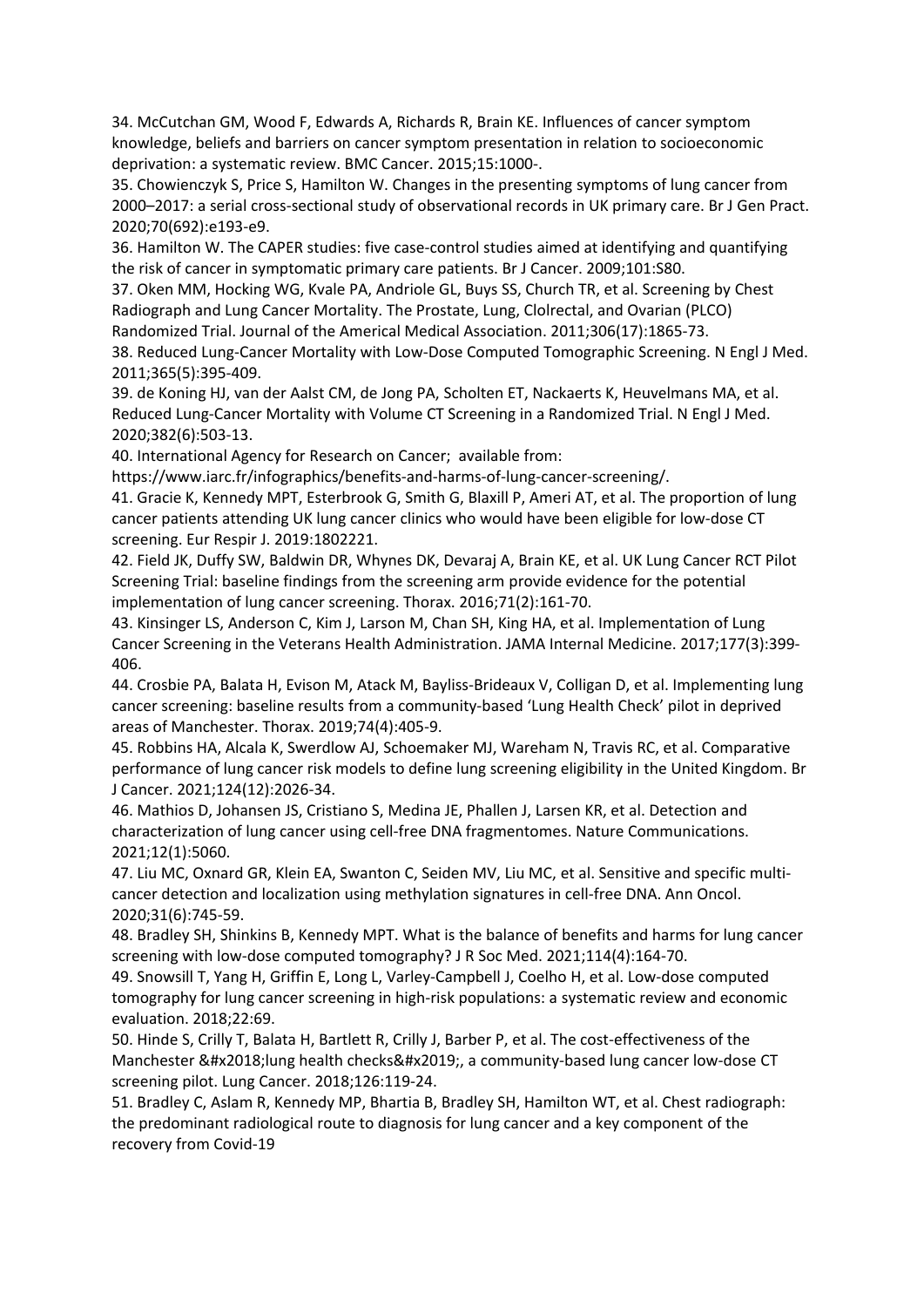34. McCutchan GM, Wood F, Edwards A, Richards R, Brain KE. Influences of cancer symptom knowledge, beliefs and barriers on cancer symptom presentation in relation to socioeconomic deprivation: a systematic review. BMC Cancer. 2015;15:1000-.

35. Chowienczyk S, Price S, Hamilton W. Changes in the presenting symptoms of lung cancer from 2000–2017: a serial cross-sectional study of observational records in UK primary care. Br J Gen Pract. 2020;70(692):e193-e9.

36. Hamilton W. The CAPER studies: five case-control studies aimed at identifying and quantifying the risk of cancer in symptomatic primary care patients. Br J Cancer. 2009;101:S80.

37. Oken MM, Hocking WG, Kvale PA, Andriole GL, Buys SS, Church TR, et al. Screening by Chest Radiograph and Lung Cancer Mortality. The Prostate, Lung, Clolrectal, and Ovarian (PLCO) Randomized Trial. Journal of the Americal Medical Association. 2011;306(17):1865-73.

38. Reduced Lung-Cancer Mortality with Low-Dose Computed Tomographic Screening. N Engl J Med. 2011;365(5):395-409.

39. de Koning HJ, van der Aalst CM, de Jong PA, Scholten ET, Nackaerts K, Heuvelmans MA, et al. Reduced Lung-Cancer Mortality with Volume CT Screening in a Randomized Trial. N Engl J Med. 2020;382(6):503-13.

40. International Agency for Research on Cancer; available from: https://www.iarc.fr/infographics/benefits-and-harms-of-lung-cancer-screening/.

41. Gracie K, Kennedy MPT, Esterbrook G, Smith G, Blaxill P, Ameri AT, et al. The proportion of lung cancer patients attending UK lung cancer clinics who would have been eligible for low-dose CT screening. Eur Respir J. 2019:1802221.

42. Field JK, Duffy SW, Baldwin DR, Whynes DK, Devaraj A, Brain KE, et al. UK Lung Cancer RCT Pilot Screening Trial: baseline findings from the screening arm provide evidence for the potential implementation of lung cancer screening. Thorax. 2016;71(2):161-70.

43. Kinsinger LS, Anderson C, Kim J, Larson M, Chan SH, King HA, et al. Implementation of Lung Cancer Screening in the Veterans Health Administration. JAMA Internal Medicine. 2017;177(3):399-406.

44. Crosbie PA, Balata H, Evison M, Atack M, Bayliss-Brideaux V, Colligan D, et al. Implementing lung cancer screening: baseline results from a community-based 'Lung Health Check' pilot in deprived areas of Manchester. Thorax. 2019;74(4):405-9.

45. Robbins HA, Alcala K, Swerdlow AJ, Schoemaker MJ, Wareham N, Travis RC, et al. Comparative performance of lung cancer risk models to define lung screening eligibility in the United Kingdom. Br J Cancer. 2021;124(12):2026-34.

46. Mathios D, Johansen JS, Cristiano S, Medina JE, Phallen J, Larsen KR, et al. Detection and characterization of lung cancer using cell-free DNA fragmentomes. Nature Communications. 2021;12(1):5060.

47. Liu MC, Oxnard GR, Klein EA, Swanton C, Seiden MV, Liu MC, et al. Sensitive and specific multi-cancer detection and localization using methylation signatures in cell-free DNA. Ann Oncol. 2020;31(6):745-59.

48. Bradley SH, Shinkins B, Kennedy MPT. What is the balance of benefits and harms for lung cancer screening with low-dose computed tomography? J R Soc Med. 2021;114(4):164-70.

49. Snowsill T, Yang H, Griffin E, Long L, Varley-Campbell J, Coelho H, et al. Low-dose computed tomography for lung cancer screening in high-risk populations: a systematic review and economic evaluation. 2018;22:69.

50. Hinde S, Crilly T, Balata H, Bartlett R, Crilly J, Barber P, et al. The cost-effectiveness of the Manchester &#x2018;lung health checks&#x2019;, a community-based lung cancer low-dose CT screening pilot. Lung Cancer. 2018;126:119-24.

51. Bradley C, Aslam R, Kennedy MP, Bhartia B, Bradley SH, Hamilton WT, et al. Chest radiograph: the predominant radiological route to diagnosis for lung cancer and a key component of the recovery from Covid-19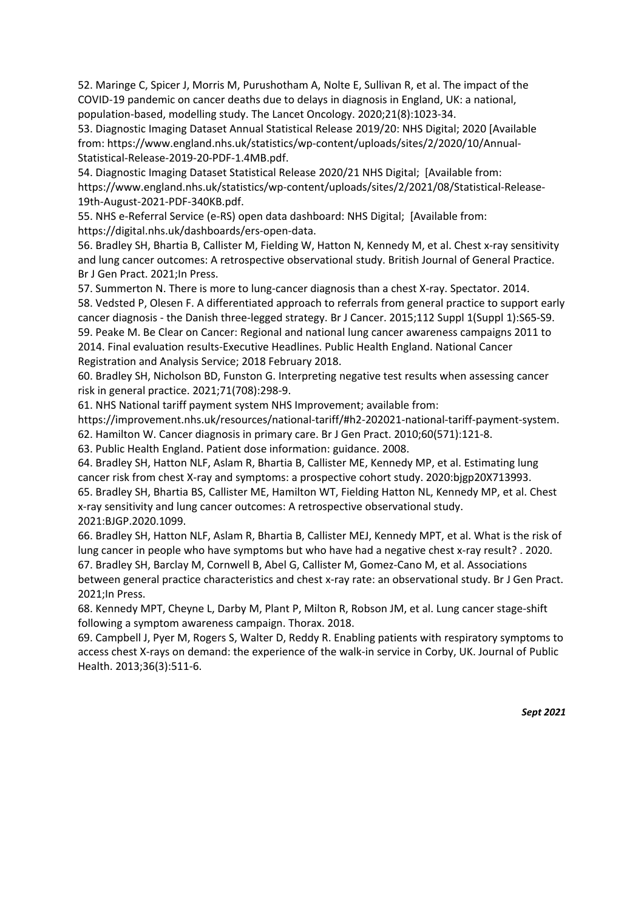52. Maringe C, Spicer J, Morris M, Purushotham A, Nolte E, Sullivan R, et al. The impact of the COVID-19 pandemic on cancer deaths due to delays in diagnosis in England, UK: a national, population-based, modelling study. The Lancet Oncology. 2020;21(8):1023-34.

53. Diagnostic Imaging Dataset Annual Statistical Release 2019/20: NHS Digital; 2020 [Available from: https://www.england.nhs.uk/statistics/wp-content/uploads/sites/2/2020/10/Annual-Statistical-Release-2019-20-PDF-1.4MB.pdf.

54. Diagnostic Imaging Dataset Statistical Release 2020/21 NHS Digital; [Available from: https://www.england.nhs.uk/statistics/wp-content/uploads/sites/2/2021/08/Statistical-Release-19th-August-2021-PDF-340KB.pdf.

55. NHS e-Referral Service (e-RS) open data dashboard: NHS Digital; [Available from: https://digital.nhs.uk/dashboards/ers-open-data.

56. Bradley SH, Bhartia B, Callister M, Fielding W, Hatton N, Kennedy M, et al. Chest x-ray sensitivity and lung cancer outcomes: A retrospective observational study. British Journal of General Practice. Br J Gen Pract. 2021;In Press.

57. Summerton N. There is more to lung-cancer diagnosis than a chest X-ray. Spectator. 2014.

58. Vedsted P, Olesen F. A differentiated approach to referrals from general practice to support early cancer diagnosis - the Danish three-legged strategy. Br J Cancer. 2015;112 Suppl 1(Suppl 1):S65-S9.

59. Peake M. Be Clear on Cancer: Regional and national lung cancer awareness campaigns 2011 to 2014. Final evaluation results-Executive Headlines. Public Health England. National Cancer Registration and Analysis Service; 2018 February 2018.

60. Bradley SH, Nicholson BD, Funston G. Interpreting negative test results when assessing cancer risk in general practice. 2021;71(708):298-9.

61. NHS National tariff payment system NHS Improvement; available from: https://improvement.nhs.uk/resources/national-tariff/#h2-202021-national-tariff-payment-system.

62. Hamilton W. Cancer diagnosis in primary care. Br J Gen Pract. 2010;60(571):121-8.

63. Public Health England. Patient dose information: guidance. 2008.

64. Bradley SH, Hatton NLF, Aslam R, Bhartia B, Callister ME, Kennedy MP, et al. Estimating lung cancer risk from chest X-ray and symptoms: a prospective cohort study. 2020:bjgp20X713993.

65. Bradley SH, Bhartia BS, Callister ME, Hamilton WT, Fielding Hatton NL, Kennedy MP, et al. Chest x-ray sensitivity and lung cancer outcomes: A retrospective observational study. 2021:BJGP.2020.1099.

66. Bradley SH, Hatton NLF, Aslam R, Bhartia B, Callister MEJ, Kennedy MPT, et al. What is the risk of lung cancer in people who have symptoms but who have had a negative chest x-ray result? . 2020.

67. Bradley SH, Barclay M, Cornwell B, Abel G, Callister M, Gomez-Cano M, et al. Associations between general practice characteristics and chest x-ray rate: an observational study. Br J Gen Pract. 2021;In Press.

68. Kennedy MPT, Cheyne L, Darby M, Plant P, Milton R, Robson JM, et al. Lung cancer stage-shift following a symptom awareness campaign. Thorax. 2018.

69. Campbell J, Pyer M, Rogers S, Walter D, Reddy R. Enabling patients with respiratory symptoms to access chest X-rays on demand: the experience of the walk-in service in Corby, UK. Journal of Public Health. 2013;36(3):511-6.

***Sept 2021***